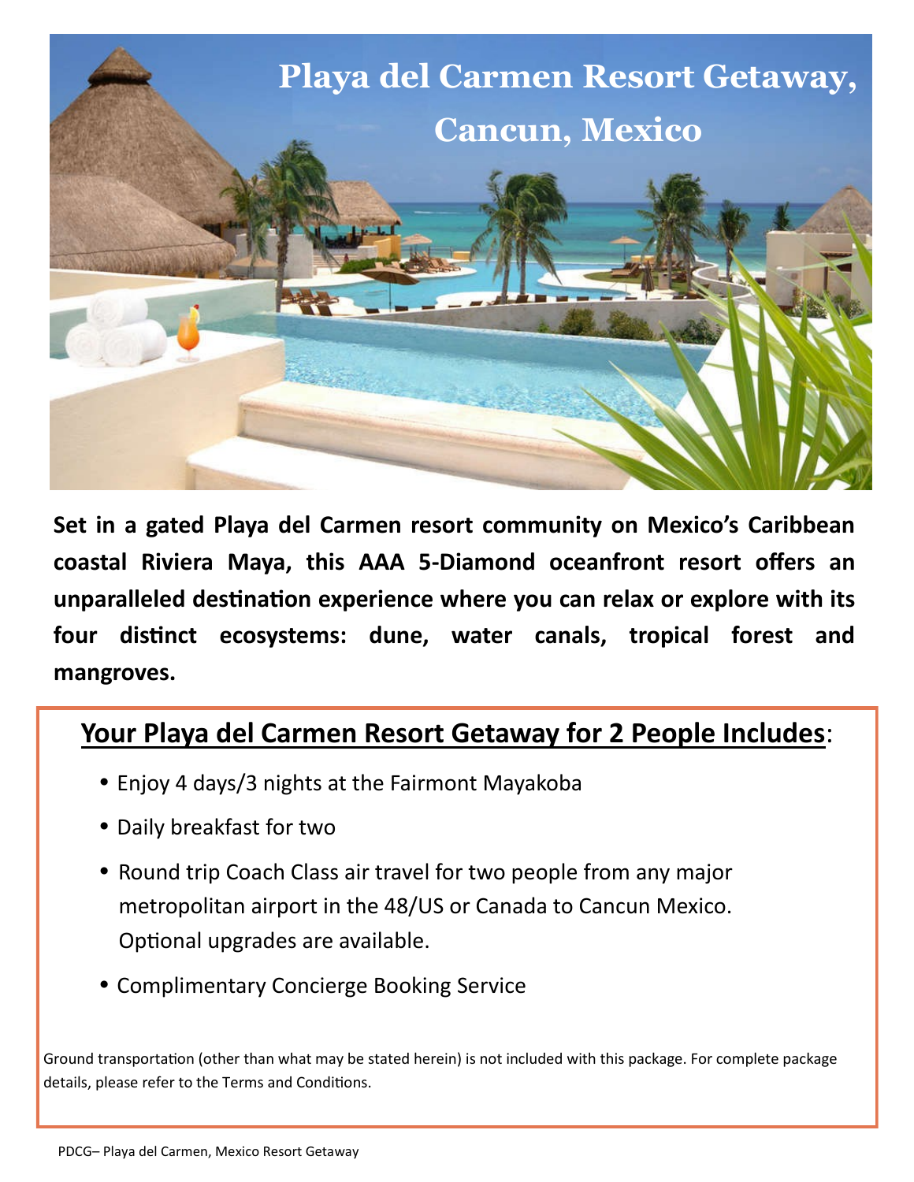# Playa del Carmen Resort Getaway, Cancun, Mexico

**Set in a gated Playa del Carmen resort community on Mexico's Caribbean coastal Riviera Maya, this AAA 5-Diamond oceanfront resort offers an unparalleled destination experience where you can relax or explore with its four distinct ecosystems: dune, water canals, tropical forest and mangroves.**

## Your Playa del Carmen Resort Getaway for 2 People Includes:

- Enjoy 4 days/3 nights at the Fairmont Mayakoba
- Daily breakfast for two
- Round trip Coach Class air travel for two people from any major metropolitan airport in the 48/US or Canada to Cancun Mexico. Optional upgrades are available.
- Complimentary Concierge Booking Service

Ground transportation (other than what may be stated herein) is not included with this package. For complete package details, please refer to the Terms and Conditions.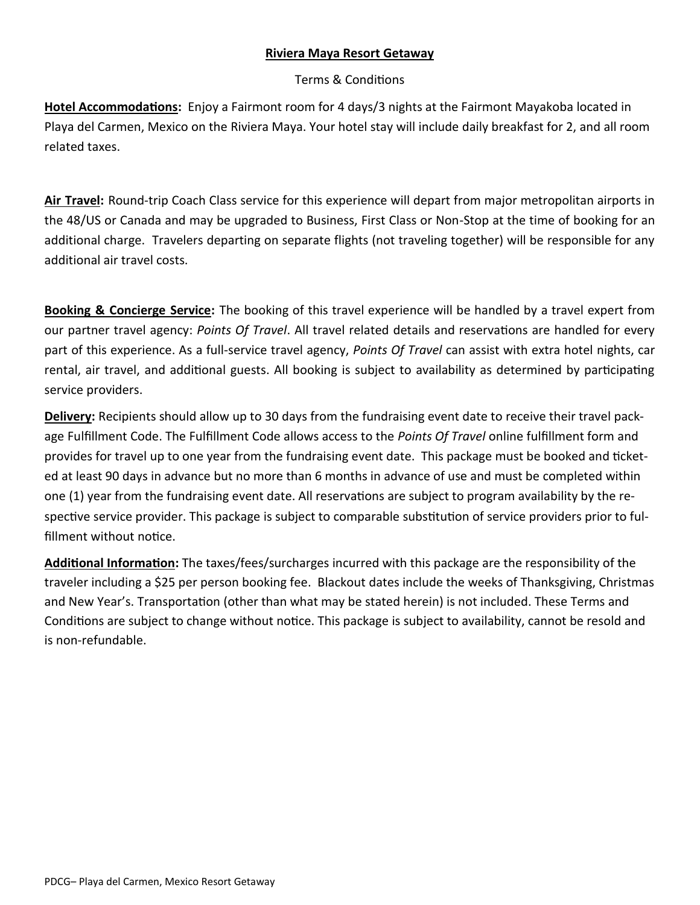# Riviera Maya Resort Getaway

Terms & Conditions

**Hotel Accommodations:** Enjoy a Fairmont room for 4 days/3 nights at the Fairmont Mayakoba located in Playa del Carmen, Mexico on the Riviera Maya. Your hotel stay will include daily breakfast for 2, and all room related taxes.

**Air Travel:** Round-trip Coach Class service for this experience will depart from major metropolitan airports in the 48/US or Canada and may be upgraded to Business, First Class or Non-Stop at the time of booking for an additional charge. Travelers departing on separate flights (not traveling together) will be responsible for any additional air travel costs.

**Booking & Concierge Service:** The booking of this travel experience will be handled by a travel expert from our partner travel agency: *Points Of Travel*. All travel related details and reservations are handled for every part of this experience. As a full-service travel agency, *Points Of Travel* can assist with extra hotel nights, car rental, air travel, and additional guests. All booking is subject to availability as determined by participating service providers.

**Delivery:** Recipients should allow up to 30 days from the fundraising event date to receive their travel package Fulfillment Code. The Fulfillment Code allows access to the *Points Of Travel* online fulfillment form and provides for travel up to one year from the fundraising event date. This package must be booked and ticketed at least 90 days in advance but no more than 6 months in advance of use and must be completed within one (1) year from the fundraising event date. All reservations are subject to program availability by the respective service provider. This package is subject to comparable substitution of service providers prior to fulfillment without notice.

**Additional Information:** The taxes/fees/surcharges incurred with this package are the responsibility of the traveler including a $25 per person booking fee. Blackout dates include the weeks of Thanksgiving, Christmas and New Year's. Transportation (other than what may be stated herein) is not included. These Terms and Conditions are subject to change without notice. This package is subject to availability, cannot be resold and is non-refundable.